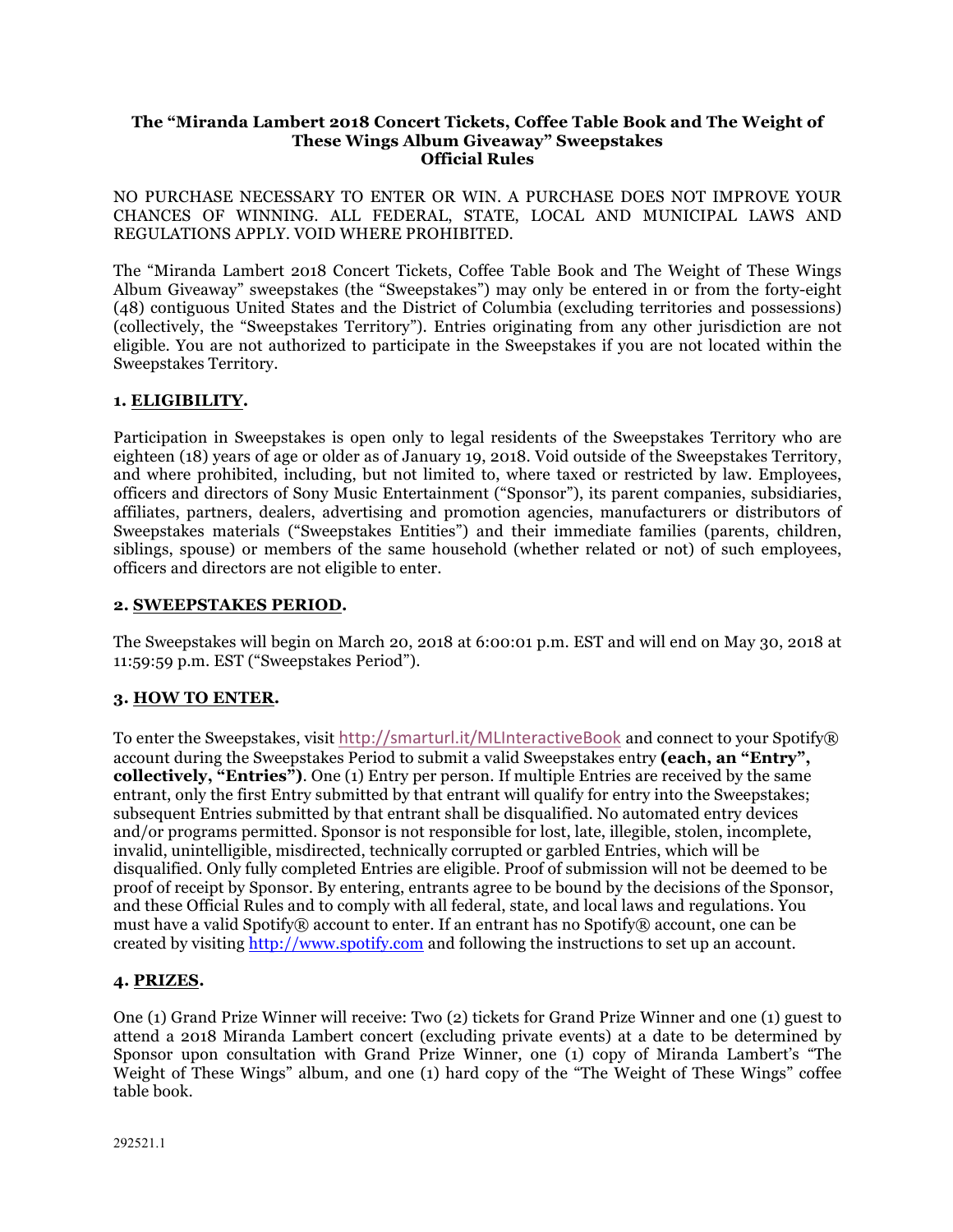**The "Miranda Lambert 2018 Concert Tickets, Coffee Table Book and The Weight of These Wings Album Giveaway" Sweepstakes**
**Official Rules**

NO PURCHASE NECESSARY TO ENTER OR WIN. A PURCHASE DOES NOT IMPROVE YOUR CHANCES OF WINNING. ALL FEDERAL, STATE, LOCAL AND MUNICIPAL LAWS AND REGULATIONS APPLY. VOID WHERE PROHIBITED.

The "Miranda Lambert 2018 Concert Tickets, Coffee Table Book and The Weight of These Wings Album Giveaway" sweepstakes (the "Sweepstakes") may only be entered in or from the forty-eight (48) contiguous United States and the District of Columbia (excluding territories and possessions) (collectively, the "Sweepstakes Territory"). Entries originating from any other jurisdiction are not eligible. You are not authorized to participate in the Sweepstakes if you are not located within the Sweepstakes Territory.

## 1. ELIGIBILITY.

Participation in Sweepstakes is open only to legal residents of the Sweepstakes Territory who are eighteen (18) years of age or older as of January 19, 2018. Void outside of the Sweepstakes Territory, and where prohibited, including, but not limited to, where taxed or restricted by law. Employees, officers and directors of Sony Music Entertainment ("Sponsor"), its parent companies, subsidiaries, affiliates, partners, dealers, advertising and promotion agencies, manufacturers or distributors of Sweepstakes materials ("Sweepstakes Entities") and their immediate families (parents, children, siblings, spouse) or members of the same household (whether related or not) of such employees, officers and directors are not eligible to enter.

## 2. SWEEPSTAKES PERIOD.

The Sweepstakes will begin on March 20, 2018 at 6:00:01 p.m. EST and will end on May 30, 2018 at 11:59:59 p.m. EST ("Sweepstakes Period").

## 3. HOW TO ENTER.

To enter the Sweepstakes, visit http://smarturl.it/MLInteractiveBook and connect to your Spotify® account during the Sweepstakes Period to submit a valid Sweepstakes entry **(each, an "Entry", collectively, "Entries")**. One (1) Entry per person. If multiple Entries are received by the same entrant, only the first Entry submitted by that entrant will qualify for entry into the Sweepstakes; subsequent Entries submitted by that entrant shall be disqualified. No automated entry devices and/or programs permitted. Sponsor is not responsible for lost, late, illegible, stolen, incomplete, invalid, unintelligible, misdirected, technically corrupted or garbled Entries, which will be disqualified. Only fully completed Entries are eligible. Proof of submission will not be deemed to be proof of receipt by Sponsor. By entering, entrants agree to be bound by the decisions of the Sponsor, and these Official Rules and to comply with all federal, state, and local laws and regulations. You must have a valid Spotify® account to enter. If an entrant has no Spotify® account, one can be created by visiting http://www.spotify.com and following the instructions to set up an account.

## 4. PRIZES.

One (1) Grand Prize Winner will receive: Two (2) tickets for Grand Prize Winner and one (1) guest to attend a 2018 Miranda Lambert concert (excluding private events) at a date to be determined by Sponsor upon consultation with Grand Prize Winner, one (1) copy of Miranda Lambert's "The Weight of These Wings" album, and one (1) hard copy of the "The Weight of These Wings" coffee table book.

292521.1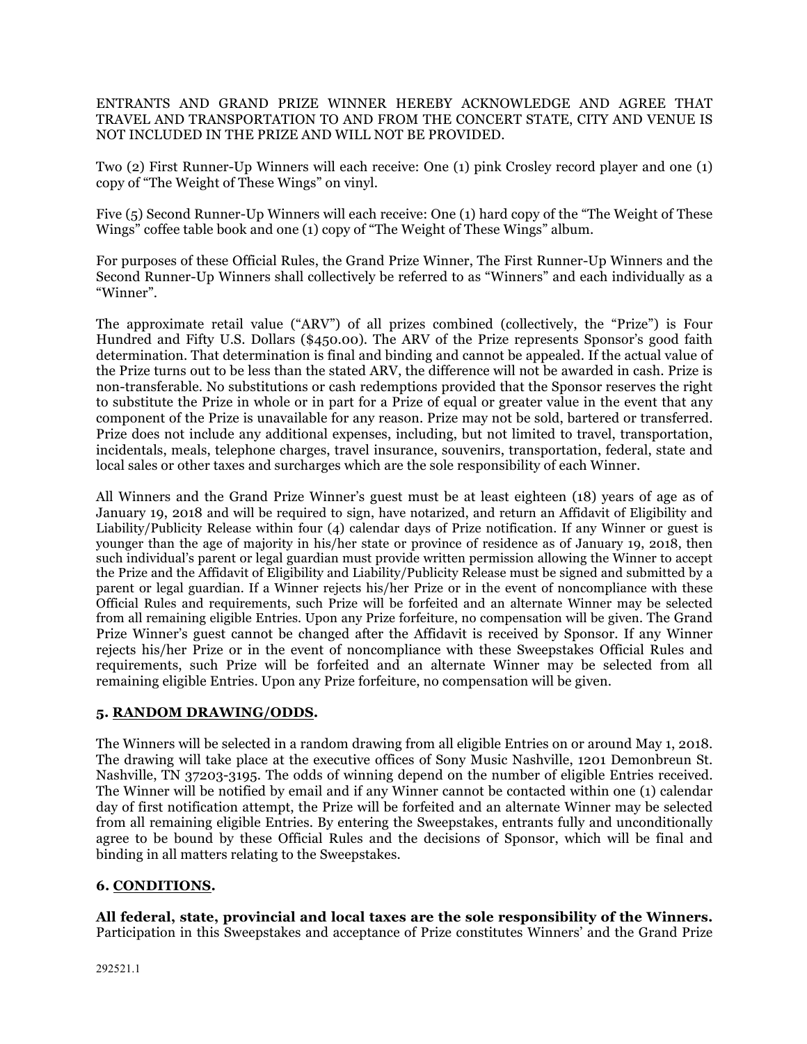ENTRANTS AND GRAND PRIZE WINNER HEREBY ACKNOWLEDGE AND AGREE THAT TRAVEL AND TRANSPORTATION TO AND FROM THE CONCERT STATE, CITY AND VENUE IS NOT INCLUDED IN THE PRIZE AND WILL NOT BE PROVIDED.

Two (2) First Runner-Up Winners will each receive: One (1) pink Crosley record player and one (1) copy of "The Weight of These Wings" on vinyl.

Five (5) Second Runner-Up Winners will each receive: One (1) hard copy of the "The Weight of These Wings" coffee table book and one (1) copy of "The Weight of These Wings" album.

For purposes of these Official Rules, the Grand Prize Winner, The First Runner-Up Winners and the Second Runner-Up Winners shall collectively be referred to as "Winners" and each individually as a "Winner".

The approximate retail value ("ARV") of all prizes combined (collectively, the "Prize") is Four Hundred and Fifty U.S. Dollars ($450.00). The ARV of the Prize represents Sponsor's good faith determination. That determination is final and binding and cannot be appealed. If the actual value of the Prize turns out to be less than the stated ARV, the difference will not be awarded in cash. Prize is non-transferable. No substitutions or cash redemptions provided that the Sponsor reserves the right to substitute the Prize in whole or in part for a Prize of equal or greater value in the event that any component of the Prize is unavailable for any reason. Prize may not be sold, bartered or transferred. Prize does not include any additional expenses, including, but not limited to travel, transportation, incidentals, meals, telephone charges, travel insurance, souvenirs, transportation, federal, state and local sales or other taxes and surcharges which are the sole responsibility of each Winner.

All Winners and the Grand Prize Winner's guest must be at least eighteen (18) years of age as of January 19, 2018 and will be required to sign, have notarized, and return an Affidavit of Eligibility and Liability/Publicity Release within four (4) calendar days of Prize notification. If any Winner or guest is younger than the age of majority in his/her state or province of residence as of January 19, 2018, then such individual's parent or legal guardian must provide written permission allowing the Winner to accept the Prize and the Affidavit of Eligibility and Liability/Publicity Release must be signed and submitted by a parent or legal guardian. If a Winner rejects his/her Prize or in the event of noncompliance with these Official Rules and requirements, such Prize will be forfeited and an alternate Winner may be selected from all remaining eligible Entries. Upon any Prize forfeiture, no compensation will be given. The Grand Prize Winner's guest cannot be changed after the Affidavit is received by Sponsor. If any Winner rejects his/her Prize or in the event of noncompliance with these Sweepstakes Official Rules and requirements, such Prize will be forfeited and an alternate Winner may be selected from all remaining eligible Entries. Upon any Prize forfeiture, no compensation will be given.

## 5. RANDOM DRAWING/ODDS.

The Winners will be selected in a random drawing from all eligible Entries on or around May 1, 2018. The drawing will take place at the executive offices of Sony Music Nashville, 1201 Demonbreun St. Nashville, TN 37203-3195. The odds of winning depend on the number of eligible Entries received. The Winner will be notified by email and if any Winner cannot be contacted within one (1) calendar day of first notification attempt, the Prize will be forfeited and an alternate Winner may be selected from all remaining eligible Entries. By entering the Sweepstakes, entrants fully and unconditionally agree to be bound by these Official Rules and the decisions of Sponsor, which will be final and binding in all matters relating to the Sweepstakes.

## 6. CONDITIONS.

**All federal, state, provincial and local taxes are the sole responsibility of the Winners.** Participation in this Sweepstakes and acceptance of Prize constitutes Winners' and the Grand Prize

292521.1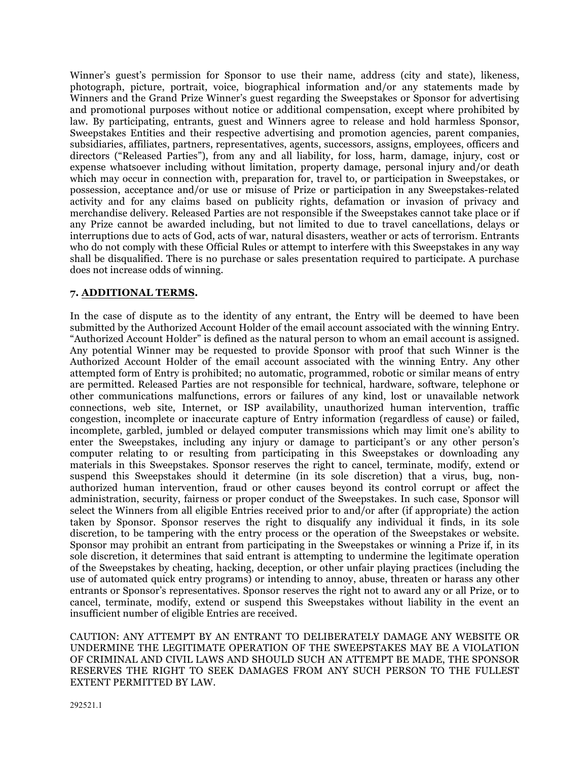Winner’s guest’s permission for Sponsor to use their name, address (city and state), likeness, photograph, picture, portrait, voice, biographical information and/or any statements made by Winners and the Grand Prize Winner’s guest regarding the Sweepstakes or Sponsor for advertising and promotional purposes without notice or additional compensation, except where prohibited by law. By participating, entrants, guest and Winners agree to release and hold harmless Sponsor, Sweepstakes Entities and their respective advertising and promotion agencies, parent companies, subsidiaries, affiliates, partners, representatives, agents, successors, assigns, employees, officers and directors (“Released Parties”), from any and all liability, for loss, harm, damage, injury, cost or expense whatsoever including without limitation, property damage, personal injury and/or death which may occur in connection with, preparation for, travel to, or participation in Sweepstakes, or possession, acceptance and/or use or misuse of Prize or participation in any Sweepstakes-related activity and for any claims based on publicity rights, defamation or invasion of privacy and merchandise delivery. Released Parties are not responsible if the Sweepstakes cannot take place or if any Prize cannot be awarded including, but not limited to due to travel cancellations, delays or interruptions due to acts of God, acts of war, natural disasters, weather or acts of terrorism. Entrants who do not comply with these Official Rules or attempt to interfere with this Sweepstakes in any way shall be disqualified. There is no purchase or sales presentation required to participate. A purchase does not increase odds of winning.

**7. ADDITIONAL TERMS.**

In the case of dispute as to the identity of any entrant, the Entry will be deemed to have been submitted by the Authorized Account Holder of the email account associated with the winning Entry. “Authorized Account Holder” is defined as the natural person to whom an email account is assigned. Any potential Winner may be requested to provide Sponsor with proof that such Winner is the Authorized Account Holder of the email account associated with the winning Entry. Any other attempted form of Entry is prohibited; no automatic, programmed, robotic or similar means of entry are permitted. Released Parties are not responsible for technical, hardware, software, telephone or other communications malfunctions, errors or failures of any kind, lost or unavailable network connections, web site, Internet, or ISP availability, unauthorized human intervention, traffic congestion, incomplete or inaccurate capture of Entry information (regardless of cause) or failed, incomplete, garbled, jumbled or delayed computer transmissions which may limit one’s ability to enter the Sweepstakes, including any injury or damage to participant’s or any other person’s computer relating to or resulting from participating in this Sweepstakes or downloading any materials in this Sweepstakes. Sponsor reserves the right to cancel, terminate, modify, extend or suspend this Sweepstakes should it determine (in its sole discretion) that a virus, bug, non-authorized human intervention, fraud or other causes beyond its control corrupt or affect the administration, security, fairness or proper conduct of the Sweepstakes. In such case, Sponsor will select the Winners from all eligible Entries received prior to and/or after (if appropriate) the action taken by Sponsor. Sponsor reserves the right to disqualify any individual it finds, in its sole discretion, to be tampering with the entry process or the operation of the Sweepstakes or website. Sponsor may prohibit an entrant from participating in the Sweepstakes or winning a Prize if, in its sole discretion, it determines that said entrant is attempting to undermine the legitimate operation of the Sweepstakes by cheating, hacking, deception, or other unfair playing practices (including the use of automated quick entry programs) or intending to annoy, abuse, threaten or harass any other entrants or Sponsor’s representatives. Sponsor reserves the right not to award any or all Prize, or to cancel, terminate, modify, extend or suspend this Sweepstakes without liability in the event an insufficient number of eligible Entries are received.

CAUTION: ANY ATTEMPT BY AN ENTRANT TO DELIBERATELY DAMAGE ANY WEBSITE OR UNDERMINE THE LEGITIMATE OPERATION OF THE SWEEPSTAKES MAY BE A VIOLATION OF CRIMINAL AND CIVIL LAWS AND SHOULD SUCH AN ATTEMPT BE MADE, THE SPONSOR RESERVES THE RIGHT TO SEEK DAMAGES FROM ANY SUCH PERSON TO THE FULLEST EXTENT PERMITTED BY LAW.

292521.1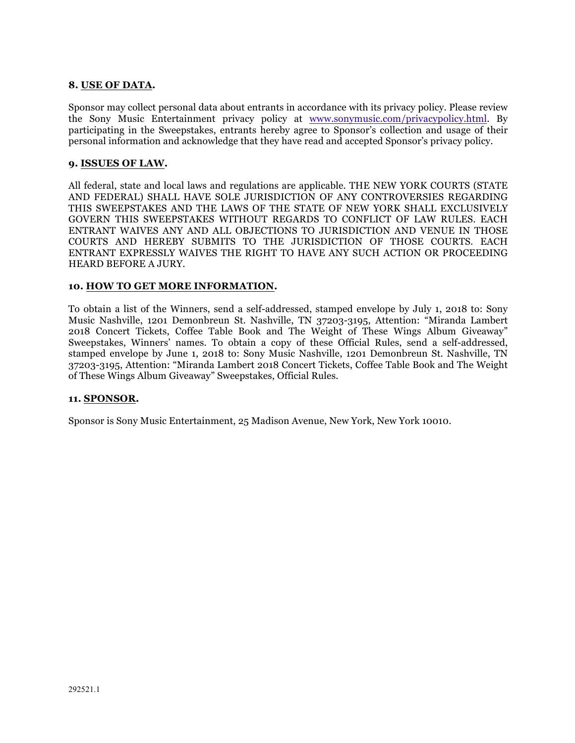**8. USE OF DATA.**

Sponsor may collect personal data about entrants in accordance with its privacy policy. Please review the Sony Music Entertainment privacy policy at www.sonymusic.com/privacypolicy.html. By participating in the Sweepstakes, entrants hereby agree to Sponsor's collection and usage of their personal information and acknowledge that they have read and accepted Sponsor's privacy policy.

**9. ISSUES OF LAW.**

All federal, state and local laws and regulations are applicable. THE NEW YORK COURTS (STATE AND FEDERAL) SHALL HAVE SOLE JURISDICTION OF ANY CONTROVERSIES REGARDING THIS SWEEPSTAKES AND THE LAWS OF THE STATE OF NEW YORK SHALL EXCLUSIVELY GOVERN THIS SWEEPSTAKES WITHOUT REGARDS TO CONFLICT OF LAW RULES. EACH ENTRANT WAIVES ANY AND ALL OBJECTIONS TO JURISDICTION AND VENUE IN THOSE COURTS AND HEREBY SUBMITS TO THE JURISDICTION OF THOSE COURTS. EACH ENTRANT EXPRESSLY WAIVES THE RIGHT TO HAVE ANY SUCH ACTION OR PROCEEDING HEARD BEFORE A JURY.

**10. HOW TO GET MORE INFORMATION.**

To obtain a list of the Winners, send a self-addressed, stamped envelope by July 1, 2018 to: Sony Music Nashville, 1201 Demonbreun St. Nashville, TN 37203-3195, Attention: "Miranda Lambert 2018 Concert Tickets, Coffee Table Book and The Weight of These Wings Album Giveaway" Sweepstakes, Winners' names. To obtain a copy of these Official Rules, send a self-addressed, stamped envelope by June 1, 2018 to: Sony Music Nashville, 1201 Demonbreun St. Nashville, TN 37203-3195, Attention: "Miranda Lambert 2018 Concert Tickets, Coffee Table Book and The Weight of These Wings Album Giveaway" Sweepstakes, Official Rules.

**11. SPONSOR.**

Sponsor is Sony Music Entertainment, 25 Madison Avenue, New York, New York 10010.

292521.1